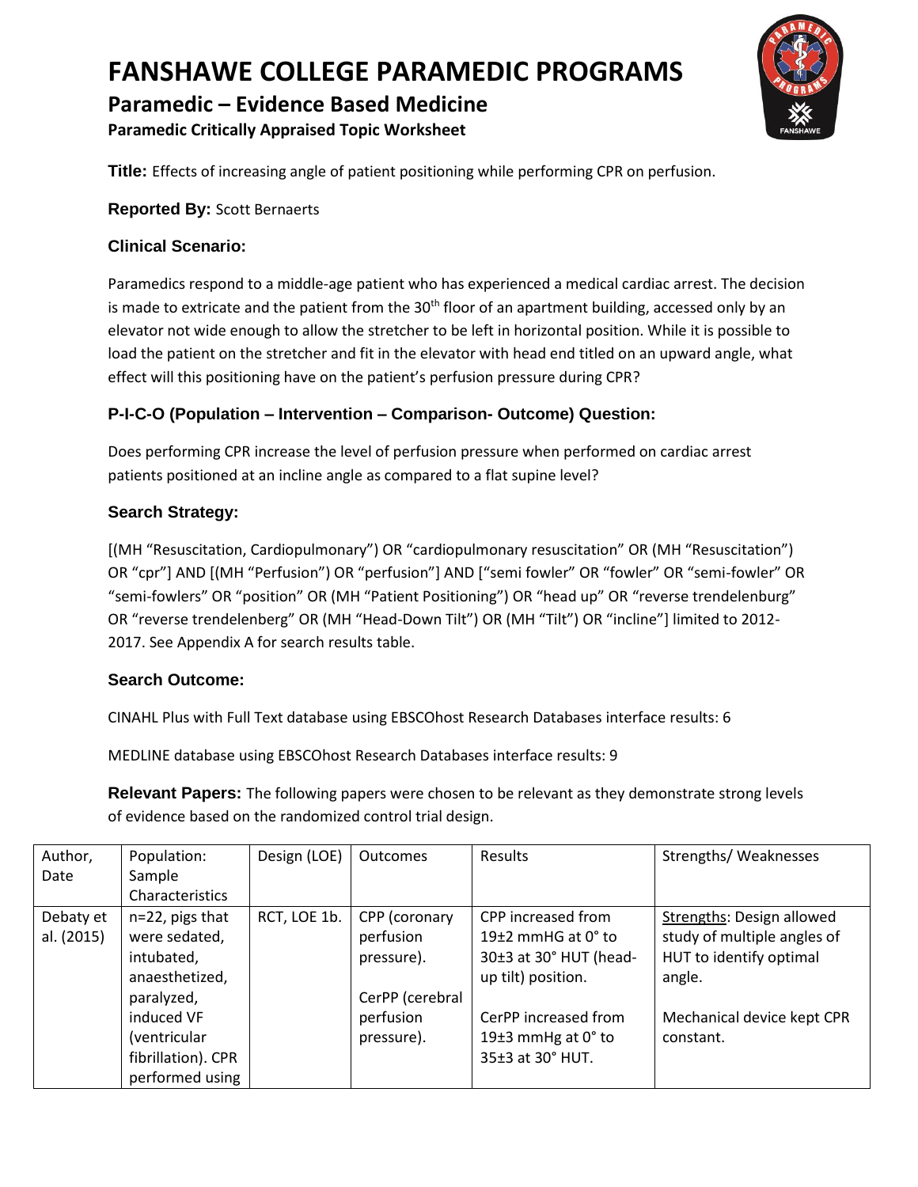# FANSHAWE COLLEGE PARAMEDIC PROGRAMS

## Paramedic – Evidence Based Medicine

### Paramedic Critically Appraised Topic Worksheet

**Title:** Effects of increasing angle of patient positioning while performing CPR on perfusion.

**Reported By:** Scott Bernaerts

### Clinical Scenario:

Paramedics respond to a middle-age patient who has experienced a medical cardiac arrest. The decision is made to extricate and the patient from the 30th floor of an apartment building, accessed only by an elevator not wide enough to allow the stretcher to be left in horizontal position. While it is possible to load the patient on the stretcher and fit in the elevator with head end titled on an upward angle, what effect will this positioning have on the patient's perfusion pressure during CPR?

### P-I-C-O (Population – Intervention – Comparison- Outcome) Question:

Does performing CPR increase the level of perfusion pressure when performed on cardiac arrest patients positioned at an incline angle as compared to a flat supine level?

### Search Strategy:

[(MH "Resuscitation, Cardiopulmonary") OR "cardiopulmonary resuscitation" OR (MH "Resuscitation") OR "cpr"] AND [(MH "Perfusion") OR "perfusion"] AND ["semi fowler" OR "fowler" OR "semi-fowler" OR "semi-fowlers" OR "position" OR (MH "Patient Positioning") OR "head up" OR "reverse trendelenburg" OR "reverse trendelenberg" OR (MH "Head-Down Tilt") OR (MH "Tilt") OR "incline"] limited to 2012-2017. See Appendix A for search results table.

### Search Outcome:

CINAHL Plus with Full Text database using EBSCOhost Research Databases interface results: 6

MEDLINE database using EBSCOhost Research Databases interface results: 9

**Relevant Papers:** The following papers were chosen to be relevant as they demonstrate strong levels of evidence based on the randomized control trial design.

| Author, Date | Population: Sample Characteristics | Design (LOE) | Outcomes | Results | Strengths/ Weaknesses |
|---|---|---|---|---|---|
| Debaty et al. (2015) | n=22, pigs that were sedated, intubated, anaesthetized, paralyzed, induced VF (ventricular fibrillation). CPR performed using | RCT, LOE 1b. | CPP (coronary perfusion pressure).<br><br>CerPP (cerebral perfusion pressure). | CPP increased from 19±2 mmHG at 0° to 30±3 at 30° HUT (head-up tilt) position.<br><br>CerPP increased from 19±3 mmHg at 0° to 35±3 at 30° HUT. | Strengths: Design allowed study of multiple angles of HUT to identify optimal angle.<br><br>Mechanical device kept CPR constant. |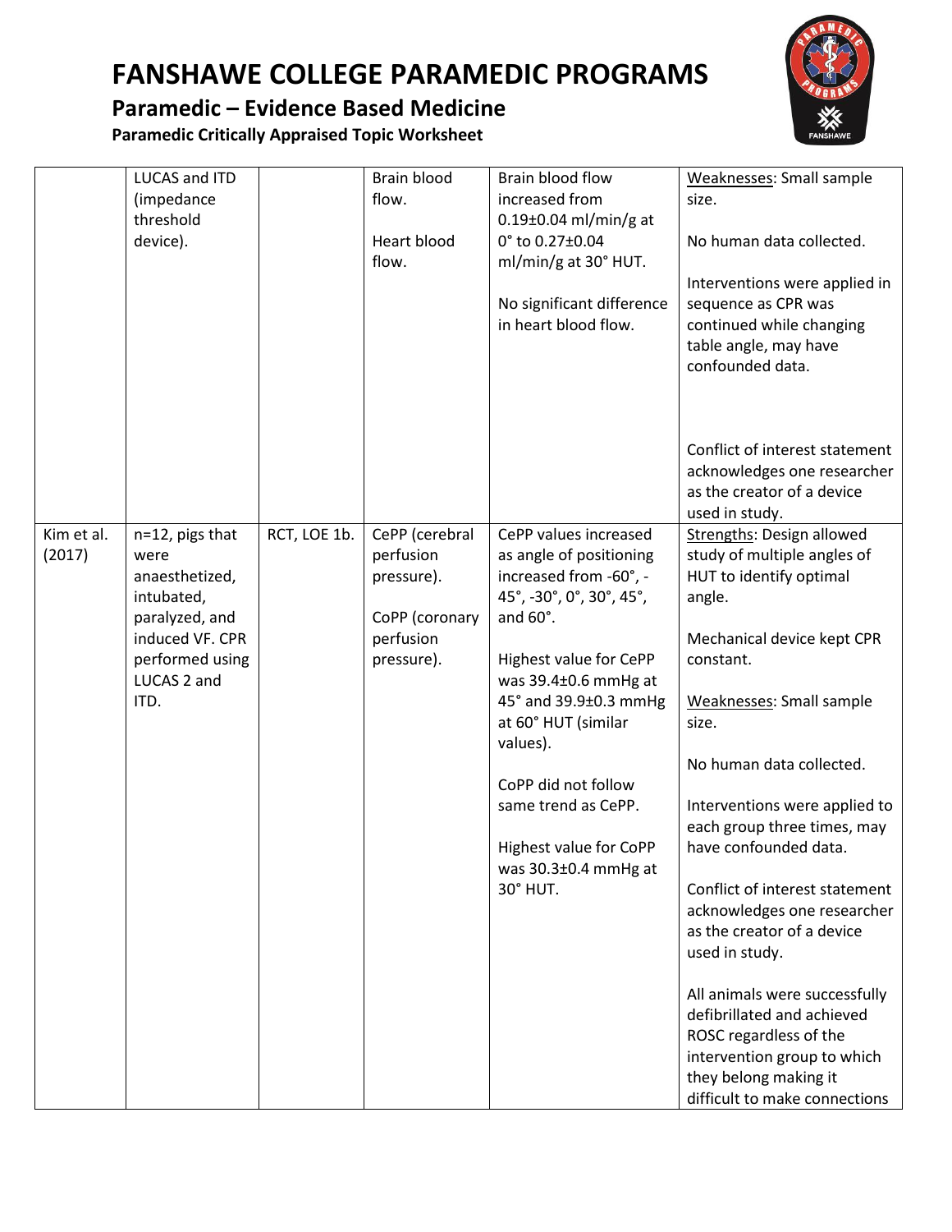# FANSHAWE COLLEGE PARAMEDIC PROGRAMS

## Paramedic – Evidence Based Medicine

### Paramedic Critically Appraised Topic Worksheet

| | | | | | |
|---|---|---|---|---|---|
| | LUCAS and ITD (impedance threshold device). | | Brain blood flow.<br><br>Heart blood flow. | Brain blood flow increased from 0.19±0.04 ml/min/g at 0° to 0.27±0.04 ml/min/g at 30° HUT.<br><br>No significant difference in heart blood flow. | Weaknesses: Small sample size.<br><br>No human data collected.<br><br>Interventions were applied in sequence as CPR was continued while changing table angle, may have confounded data.<br><br>Conflict of interest statement acknowledges one researcher as the creator of a device used in study. |
| Kim et al. (2017) | n=12, pigs that were anaesthetized, intubated, paralyzed, and induced VF. CPR performed using LUCAS 2 and ITD. | RCT, LOE 1b. | CePP (cerebral perfusion pressure).<br><br>CoPP (coronary perfusion pressure). | CePP values increased as angle of positioning increased from -60°, -45°, -30°, 0°, 30°, 45°, and 60°.<br><br>Highest value for CePP was 39.4±0.6 mmHg at 45° and 39.9±0.3 mmHg at 60° HUT (similar values).<br><br>CoPP did not follow same trend as CePP.<br><br>Highest value for CoPP was 30.3±0.4 mmHg at 30° HUT. | Strengths: Design allowed study of multiple angles of HUT to identify optimal angle.<br><br>Mechanical device kept CPR constant.<br><br>Weaknesses: Small sample size.<br><br>No human data collected.<br><br>Interventions were applied to each group three times, may have confounded data.<br><br>Conflict of interest statement acknowledges one researcher as the creator of a device used in study.<br><br>All animals were successfully defibrillated and achieved ROSC regardless of the intervention group to which they belong making it difficult to make connections |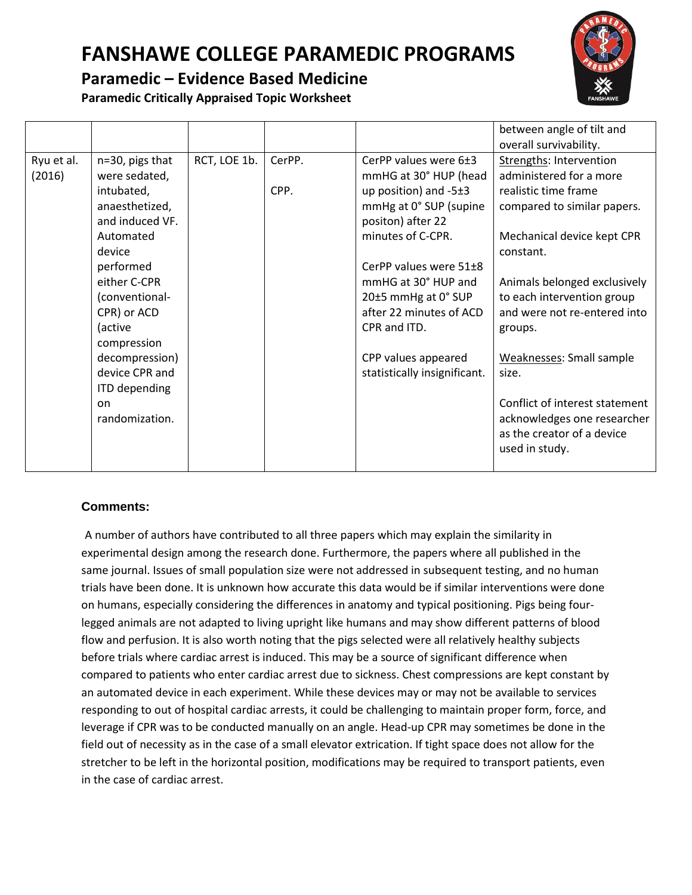| | | | | | between angle of tilt and overall survivability. |
|---|---|---|---|---|---|
| Ryu et al. (2016) | n=30, pigs that were sedated, intubated, anaesthetized, and induced VF. Automated device performed either C-CPR (conventional-CPR) or ACD (active compression decompression) device CPR and ITD depending on randomization. | RCT, LOE 1b. | CerPP.<br><br>CPP. | CerPP values were 6±3 mmHG at 30° HUP (head up position) and -5±3 mmHg at 0° SUP (supine positon) after 22 minutes of C-CPR.<br><br>CerPP values were 51±8 mmHG at 30° HUP and 20±5 mmHg at 0° SUP after 22 minutes of ACD CPR and ITD.<br><br>CPP values appeared statistically insignificant. | Strengths: Intervention administered for a more realistic time frame compared to similar papers.<br><br>Mechanical device kept CPR constant.<br><br>Animals belonged exclusively to each intervention group and were not re-entered into groups.<br><br>Weaknesses: Small sample size.<br><br>Conflict of interest statement acknowledges one researcher as the creator of a device used in study. |

### Comments:

A number of authors have contributed to all three papers which may explain the similarity in experimental design among the research done. Furthermore, the papers where all published in the same journal. Issues of small population size were not addressed in subsequent testing, and no human trials have been done. It is unknown how accurate this data would be if similar interventions were done on humans, especially considering the differences in anatomy and typical positioning. Pigs being four-legged animals are not adapted to living upright like humans and may show different patterns of blood flow and perfusion. It is also worth noting that the pigs selected were all relatively healthy subjects before trials where cardiac arrest is induced. This may be a source of significant difference when compared to patients who enter cardiac arrest due to sickness. Chest compressions are kept constant by an automated device in each experiment. While these devices may or may not be available to services responding to out of hospital cardiac arrests, it could be challenging to maintain proper form, force, and leverage if CPR was to be conducted manually on an angle. Head-up CPR may sometimes be done in the field out of necessity as in the case of a small elevator extrication. If tight space does not allow for the stretcher to be left in the horizontal position, modifications may be required to transport patients, even in the case of cardiac arrest.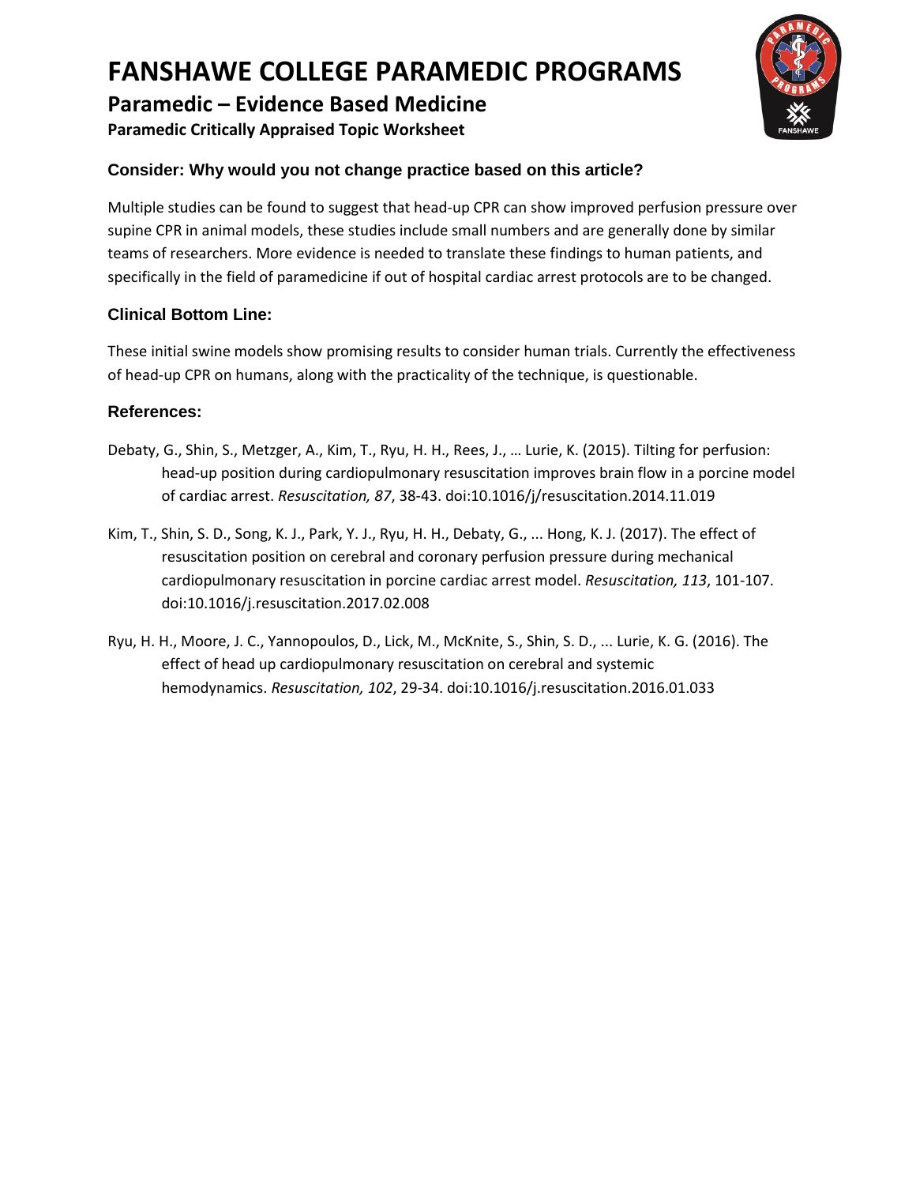# FANSHAWE COLLEGE PARAMEDIC PROGRAMS

## Paramedic – Evidence Based Medicine

### Paramedic Critically Appraised Topic Worksheet

### Consider: Why would you not change practice based on this article?

Multiple studies can be found to suggest that head-up CPR can show improved perfusion pressure over supine CPR in animal models, these studies include small numbers and are generally done by similar teams of researchers. More evidence is needed to translate these findings to human patients, and specifically in the field of paramedicine if out of hospital cardiac arrest protocols are to be changed.

### Clinical Bottom Line:

These initial swine models show promising results to consider human trials. Currently the effectiveness of head-up CPR on humans, along with the practicality of the technique, is questionable.

### References:

Debaty, G., Shin, S., Metzger, A., Kim, T., Ryu, H. H., Rees, J., … Lurie, K. (2015). Tilting for perfusion: head-up position during cardiopulmonary resuscitation improves brain flow in a porcine model of cardiac arrest. *Resuscitation, 87*, 38-43. doi:10.1016/j/resuscitation.2014.11.019

Kim, T., Shin, S. D., Song, K. J., Park, Y. J., Ryu, H. H., Debaty, G., ... Hong, K. J. (2017). The effect of resuscitation position on cerebral and coronary perfusion pressure during mechanical cardiopulmonary resuscitation in porcine cardiac arrest model. *Resuscitation, 113*, 101-107. doi:10.1016/j.resuscitation.2017.02.008

Ryu, H. H., Moore, J. C., Yannopoulos, D., Lick, M., McKnite, S., Shin, S. D., ... Lurie, K. G. (2016). The effect of head up cardiopulmonary resuscitation on cerebral and systemic hemodynamics. *Resuscitation, 102*, 29-34. doi:10.1016/j.resuscitation.2016.01.033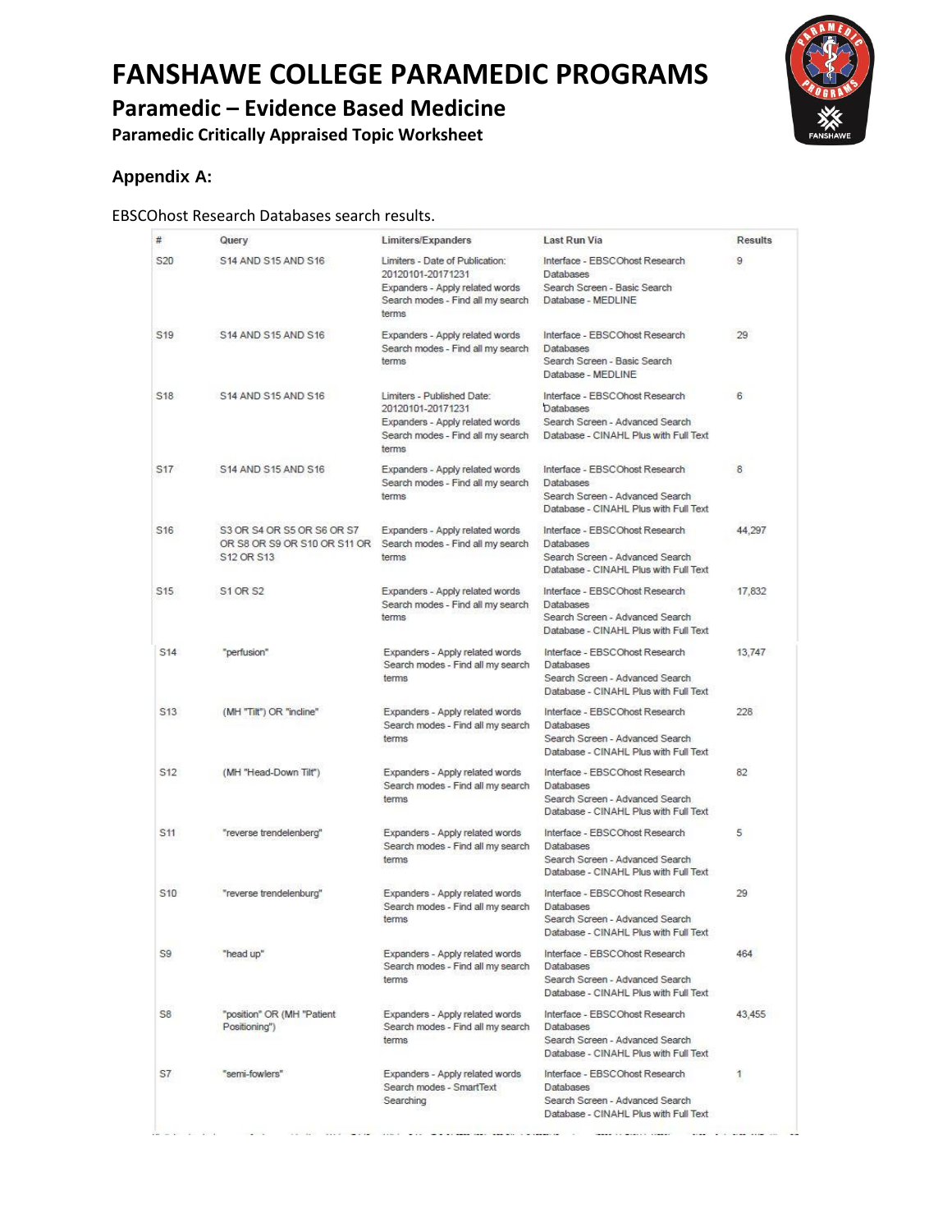# FANSHAWE COLLEGE PARAMEDIC PROGRAMS

## Paramedic – Evidence Based Medicine

### Paramedic Critically Appraised Topic Worksheet

### Appendix A:

EBSCOhost Research Databases search results.

| # | Query | Limiters/Expanders | Last Run Via | Results |
|---|---|---|---|---|
| S20 | S14 AND S15 AND S16 | Limiters - Date of Publication: 20120101-20171231<br>Expanders - Apply related words<br>Search modes - Find all my search terms | Interface - EBSCOhost Research Databases<br>Search Screen - Basic Search<br>Database - MEDLINE | 9 |
| S19 | S14 AND S15 AND S16 | Expanders - Apply related words<br>Search modes - Find all my search terms | Interface - EBSCOhost Research Databases<br>Search Screen - Basic Search<br>Database - MEDLINE | 29 |
| S18 | S14 AND S15 AND S16 | Limiters - Published Date: 20120101-20171231<br>Expanders - Apply related words<br>Search modes - Find all my search terms | Interface - EBSCOhost Research Databases<br>Search Screen - Advanced Search<br>Database - CINAHL Plus with Full Text | 6 |
| S17 | S14 AND S15 AND S16 | Expanders - Apply related words<br>Search modes - Find all my search terms | Interface - EBSCOhost Research Databases<br>Search Screen - Advanced Search<br>Database - CINAHL Plus with Full Text | 8 |
| S16 | S3 OR S4 OR S5 OR S6 OR S7 OR S8 OR S9 OR S10 OR S11 OR S12 OR S13 | Expanders - Apply related words<br>Search modes - Find all my search terms | Interface - EBSCOhost Research Databases<br>Search Screen - Advanced Search<br>Database - CINAHL Plus with Full Text | 44,297 |
| S15 | S1 OR S2 | Expanders - Apply related words<br>Search modes - Find all my search terms | Interface - EBSCOhost Research Databases<br>Search Screen - Advanced Search<br>Database - CINAHL Plus with Full Text | 17,832 |
| S14 | "perfusion" | Expanders - Apply related words<br>Search modes - Find all my search terms | Interface - EBSCOhost Research Databases<br>Search Screen - Advanced Search<br>Database - CINAHL Plus with Full Text | 13,747 |
| S13 | (MH "Tilt") OR "incline" | Expanders - Apply related words<br>Search modes - Find all my search terms | Interface - EBSCOhost Research Databases<br>Search Screen - Advanced Search<br>Database - CINAHL Plus with Full Text | 228 |
| S12 | (MH "Head-Down Tilt") | Expanders - Apply related words<br>Search modes - Find all my search terms | Interface - EBSCOhost Research Databases<br>Search Screen - Advanced Search<br>Database - CINAHL Plus with Full Text | 82 |
| S11 | "reverse trendelenberg" | Expanders - Apply related words<br>Search modes - Find all my search terms | Interface - EBSCOhost Research Databases<br>Search Screen - Advanced Search<br>Database - CINAHL Plus with Full Text | 5 |
| S10 | "reverse trendelenburg" | Expanders - Apply related words<br>Search modes - Find all my search terms | Interface - EBSCOhost Research Databases<br>Search Screen - Advanced Search<br>Database - CINAHL Plus with Full Text | 29 |
| S9 | "head up" | Expanders - Apply related words<br>Search modes - Find all my search terms | Interface - EBSCOhost Research Databases<br>Search Screen - Advanced Search<br>Database - CINAHL Plus with Full Text | 464 |
| S8 | "position" OR (MH "Patient Positioning") | Expanders - Apply related words<br>Search modes - Find all my search terms | Interface - EBSCOhost Research Databases<br>Search Screen - Advanced Search<br>Database - CINAHL Plus with Full Text | 43,455 |
| S7 | "semi-fowlers" | Expanders - Apply related words<br>Search modes - SmartText Searching | Interface - EBSCOhost Research Databases<br>Search Screen - Advanced Search<br>Database - CINAHL Plus with Full Text | 1 |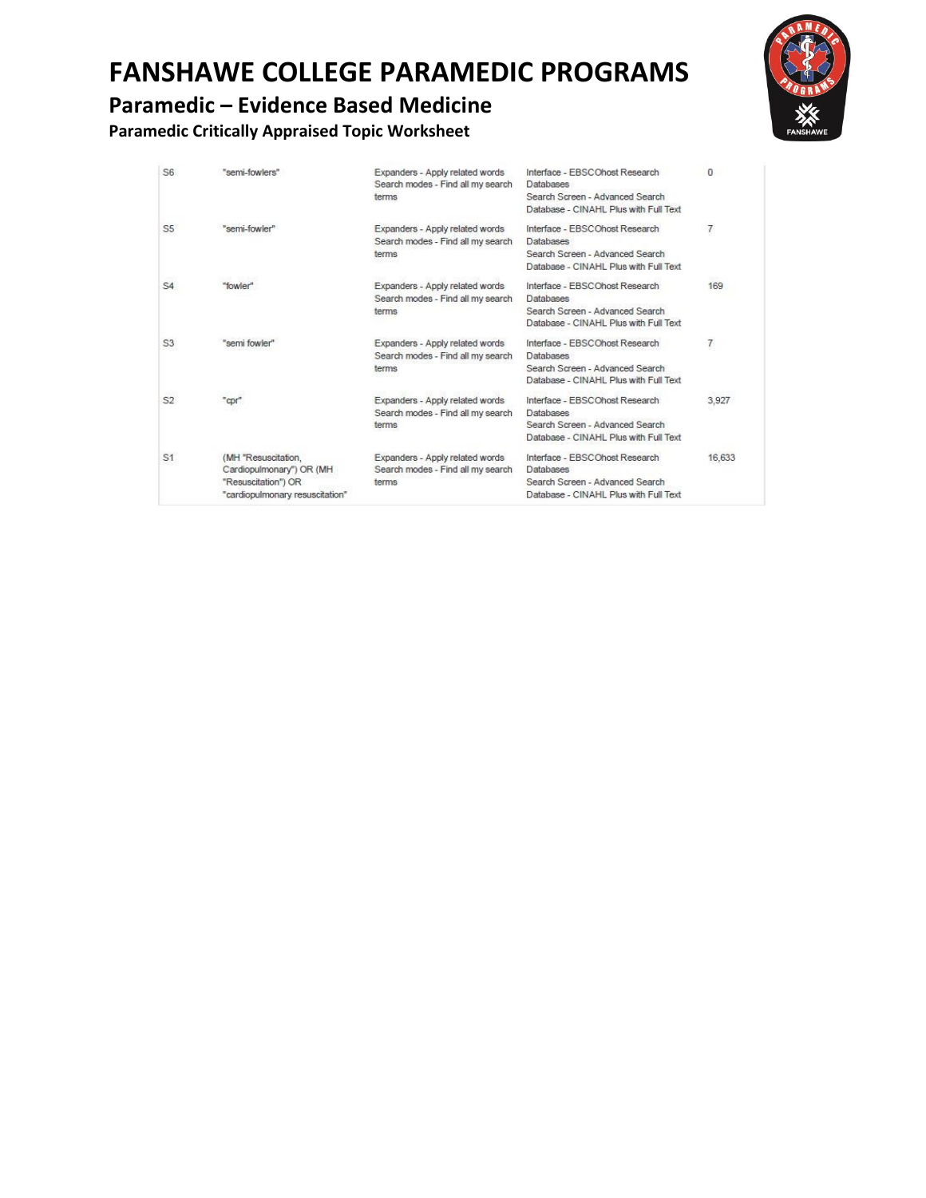# FANSHAWE COLLEGE PARAMEDIC PROGRAMS

## Paramedic – Evidence Based Medicine

### Paramedic Critically Appraised Topic Worksheet

| | | | | |
|---|---|---|---|---|
| S6 | "semi-fowlers" | Expanders - Apply related words<br>Search modes - Find all my search terms | Interface - EBSCOhost Research Databases<br>Search Screen - Advanced Search<br>Database - CINAHL Plus with Full Text | 0 |
| S5 | "semi-fowler" | Expanders - Apply related words<br>Search modes - Find all my search terms | Interface - EBSCOhost Research Databases<br>Search Screen - Advanced Search<br>Database - CINAHL Plus with Full Text | 7 |
| S4 | "fowler" | Expanders - Apply related words<br>Search modes - Find all my search terms | Interface - EBSCOhost Research Databases<br>Search Screen - Advanced Search<br>Database - CINAHL Plus with Full Text | 169 |
| S3 | "semi fowler" | Expanders - Apply related words<br>Search modes - Find all my search terms | Interface - EBSCOhost Research Databases<br>Search Screen - Advanced Search<br>Database - CINAHL Plus with Full Text | 7 |
| S2 | "cpr" | Expanders - Apply related words<br>Search modes - Find all my search terms | Interface - EBSCOhost Research Databases<br>Search Screen - Advanced Search<br>Database - CINAHL Plus with Full Text | 3,927 |
| S1 | (MH "Resuscitation, Cardiopulmonary") OR (MH "Resuscitation") OR "cardiopulmonary resuscitation" | Expanders - Apply related words<br>Search modes - Find all my search terms | Interface - EBSCOhost Research Databases<br>Search Screen - Advanced Search<br>Database - CINAHL Plus with Full Text | 16,633 |